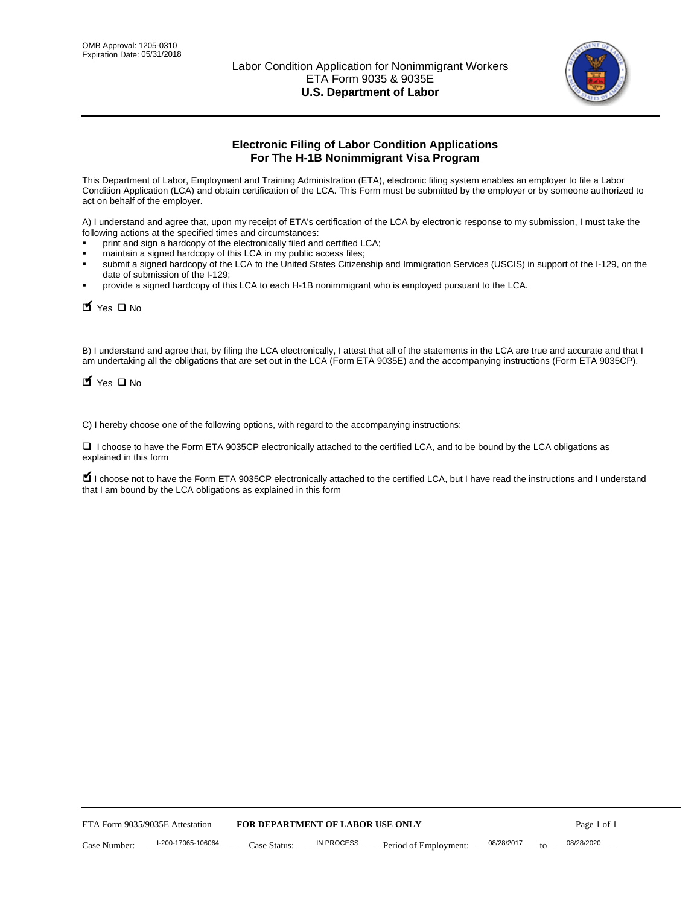OMB Approval: 1205-0310
Expiration Date: 05/31/2018

Labor Condition Application for Nonimmigrant Workers
ETA Form 9035 & 9035E
**U.S. Department of Labor**

## Electronic Filing of Labor Condition Applications For The H-1B Nonimmigrant Visa Program

This Department of Labor, Employment and Training Administration (ETA), electronic filing system enables an employer to file a Labor Condition Application (LCA) and obtain certification of the LCA. This Form must be submitted by the employer or by someone authorized to act on behalf of the employer.

A) I understand and agree that, upon my receipt of ETA's certification of the LCA by electronic response to my submission, I must take the following actions at the specified times and circumstances:

- print and sign a hardcopy of the electronically filed and certified LCA;
- maintain a signed hardcopy of this LCA in my public access files;
- submit a signed hardcopy of the LCA to the United States Citizenship and Immigration Services (USCIS) in support of the I-129, on the date of submission of the I-129;
- provide a signed hardcopy of this LCA to each H-1B nonimmigrant who is employed pursuant to the LCA.

☑ Yes ☐ No

B) I understand and agree that, by filing the LCA electronically, I attest that all of the statements in the LCA are true and accurate and that I am undertaking all the obligations that are set out in the LCA (Form ETA 9035E) and the accompanying instructions (Form ETA 9035CP).

☑ Yes ☐ No

C) I hereby choose one of the following options, with regard to the accompanying instructions:

☐ I choose to have the Form ETA 9035CP electronically attached to the certified LCA, and to be bound by the LCA obligations as explained in this form

☑ I choose not to have the Form ETA 9035CP electronically attached to the certified LCA, but I have read the instructions and I understand that I am bound by the LCA obligations as explained in this form

ETA Form 9035/9035E Attestation **FOR DEPARTMENT OF LABOR USE ONLY**

Case Number: I-200-17065-106064 Case Status: IN PROCESS Period of Employment: 08/28/2017 to 08/28/2020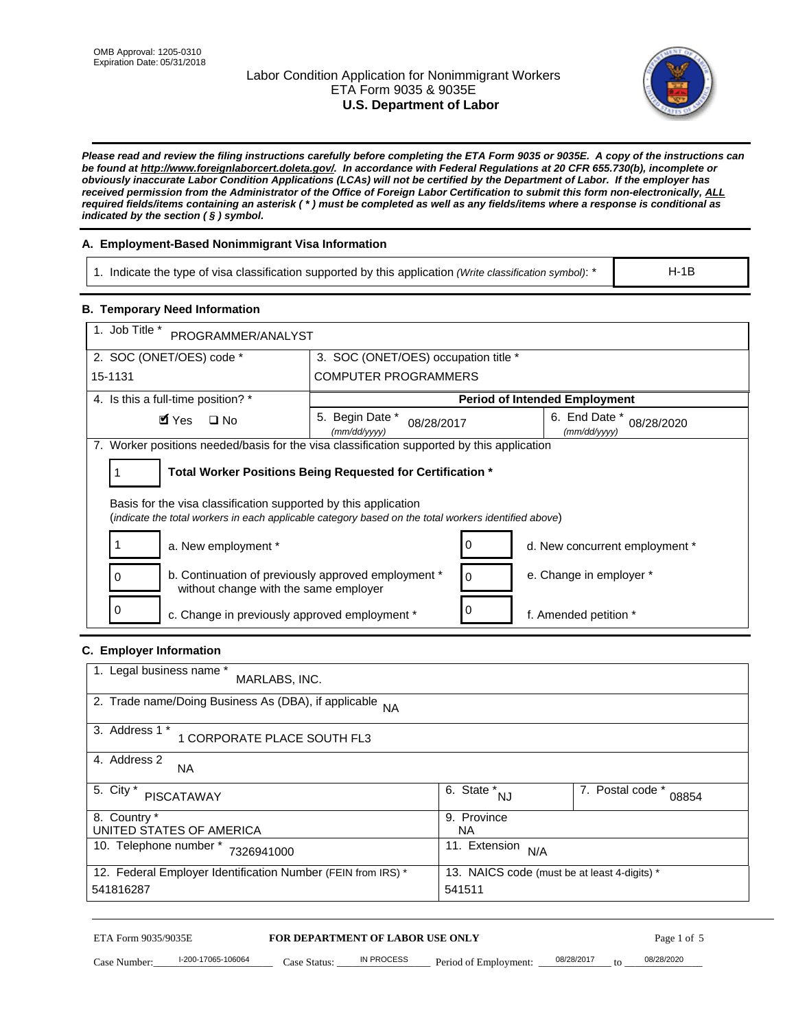OMB Approval: 1205-0310
Expiration Date: 05/31/2018

# Labor Condition Application for Nonimmigrant Workers
## ETA Form 9035 & 9035E
## U.S. Department of Labor

***Please read and review the filing instructions carefully before completing the ETA Form 9035 or 9035E. A copy of the instructions can be found at http://www.foreignlaborcert.doleta.gov/. In accordance with Federal Regulations at 20 CFR 655.730(b), incomplete or obviously inaccurate Labor Condition Applications (LCAs) will not be certified by the Department of Labor. If the employer has received permission from the Administrator of the Office of Foreign Labor Certification to submit this form non-electronically, ALL required fields/items containing an asterisk ( * ) must be completed as well as any fields/items where a response is conditional as indicated by the section ( § ) symbol.***

### A. Employment-Based Nonimmigrant Visa Information

| 1. Indicate the type of visa classification supported by this application *(Write classification symbol)*: * | H-1B |
|---|---|

### B. Temporary Need Information

| 1. Job Title * PROGRAMMER/ANALYST | | |
|---|---|---|
| 2. SOC (ONET/OES) code * 15-1131 | 3. SOC (ONET/OES) occupation title * COMPUTER PROGRAMMERS | |
| 4. Is this a full-time position? * ☑ Yes ☐ No | **Period of Intended Employment** | |
| | 5. Begin Date * *(mm/dd/yyyy)* 08/28/2017 | 6. End Date * *(mm/dd/yyyy)* 08/28/2020 |

7. Worker positions needed/basis for the visa classification supported by this application

| 1 | **Total Worker Positions Being Requested for Certification *** |
|---|---|

Basis for the visa classification supported by this application
(*indicate the total workers in each applicable category based on the total workers identified above*)

| | | | |
|---|---|---|---|
| 1 | a. New employment * | 0 | d. New concurrent employment * |
| 0 | b. Continuation of previously approved employment * without change with the same employer | 0 | e. Change in employer * |
| 0 | c. Change in previously approved employment * | 0 | f. Amended petition * |

### C. Employer Information

| | | |
|---|---|---|
| 1. Legal business name * MARLABS, INC. | | |
| 2. Trade name/Doing Business As (DBA), if applicable NA | | |
| 3. Address 1 * 1 CORPORATE PLACE SOUTH FL3 | | |
| 4. Address 2 NA | | |
| 5. City * PISCATAWAY | 6. State * NJ | 7. Postal code * 08854 |
| 8. Country * UNITED STATES OF AMERICA | 9. Province NA | |
| 10. Telephone number * 7326941000 | 11. Extension N/A | |
| 12. Federal Employer Identification Number (FEIN from IRS) * 541816287 | 13. NAICS code (must be at least 4-digits) * 541511 | |

ETA Form 9035/9035E **FOR DEPARTMENT OF LABOR USE ONLY**

Case Number: I-200-17065-106064 Case Status: IN PROCESS Period of Employment: 08/28/2017 to 08/28/2020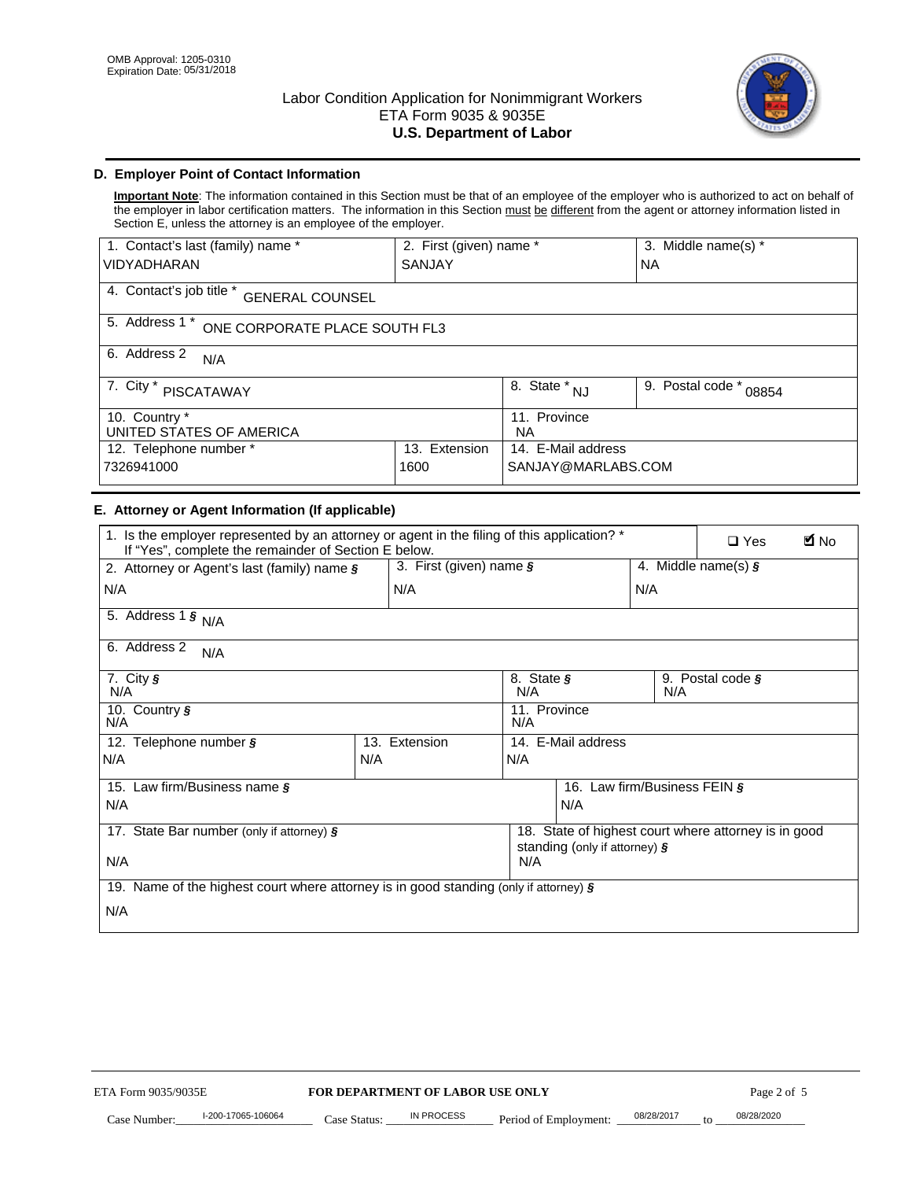OMB Approval: 1205-0310
Expiration Date: 05/31/2018

# Labor Condition Application for Nonimmigrant Workers
ETA Form 9035 & 9035E
**U.S. Department of Labor**

## D. Employer Point of Contact Information

**Important Note**: The information contained in this Section must be that of an employee of the employer who is authorized to act on behalf of the employer in labor certification matters. The information in this Section must be different from the agent or attorney information listed in Section E, unless the attorney is an employee of the employer.

| 1. Contact's last (family) name * | 2. First (given) name * | 3. Middle name(s) * |
|---|---|---|
| VIDYADHARAN | SANJAY | NA |

| 4. Contact's job title * GENERAL COUNSEL |
|---|
| 5. Address 1 * ONE CORPORATE PLACE SOUTH FL3 |
| 6. Address 2 N/A |

| 7. City * PISCATAWAY | 8. State * NJ | 9. Postal code * 08854 |
|---|---|---|
| 10. Country * UNITED STATES OF AMERICA | 11. Province NA | |

| 12. Telephone number * | 13. Extension | 14. E-Mail address |
|---|---|---|
| 7326941000 | 1600 | SANJAY@MARLABS.COM |

## E. Attorney or Agent Information (If applicable)

1. Is the employer represented by an attorney or agent in the filing of this application? * If "Yes", complete the remainder of Section E below. ☐ Yes ☑ No

| 2. Attorney or Agent's last (family) name § | 3. First (given) name § | 4. Middle name(s) § |
|---|---|---|
| N/A | N/A | N/A |

| 5. Address 1 § N/A |
|---|
| 6. Address 2 N/A |

| 7. City § N/A | 8. State § N/A | 9. Postal code § N/A |
|---|---|---|
| 10. Country § N/A | 11. Province N/A | |

| 12. Telephone number § | 13. Extension | 14. E-Mail address |
|---|---|---|
| N/A | N/A | N/A |

| 15. Law firm/Business name § | 16. Law firm/Business FEIN § |
|---|---|
| N/A | N/A |

| 17. State Bar number (only if attorney) § | 18. State of highest court where attorney is in good standing (only if attorney) § |
|---|---|
| N/A | N/A |

| 19. Name of the highest court where attorney is in good standing (only if attorney) § |
|---|
| N/A |

ETA Form 9035/9035E **FOR DEPARTMENT OF LABOR USE ONLY**

Case Number: I-200-17065-106064 Case Status: IN PROCESS Period of Employment: 08/28/2017 to 08/28/2020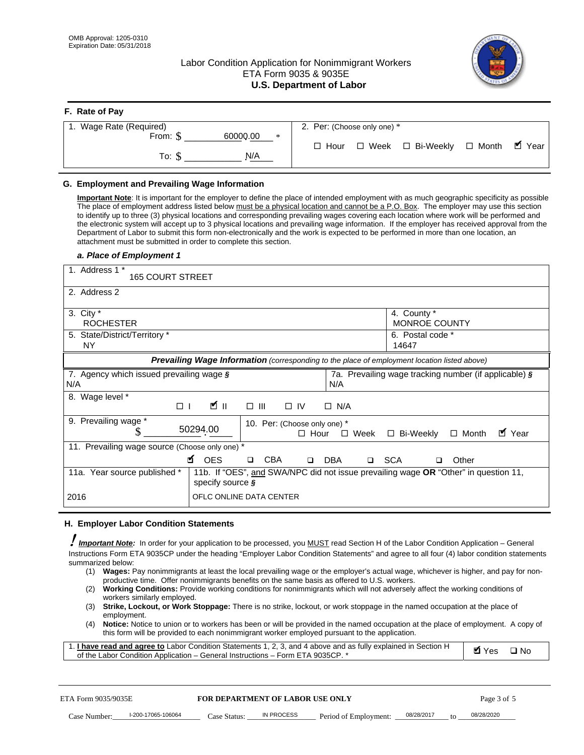OMB Approval: 1205-0310
Expiration Date: 05/31/2018

# Labor Condition Application for Nonimmigrant Workers
ETA Form 9035 & 9035E
**U.S. Department of Labor**

## F. Rate of Pay

| 1. Wage Rate (Required) | 2. Per: (Choose only one) * |
|---|---|
| From: $ 60000.00 * | ☐ Hour ☐ Week ☐ Bi-Weekly ☐ Month ☑ Year |
| To: $ N/A | |

## G. Employment and Prevailing Wage Information

**Important Note**: It is important for the employer to define the place of intended employment with as much geographic specificity as possible The place of employment address listed below must be a physical location and cannot be a P.O. Box. The employer may use this section to identify up to three (3) physical locations and corresponding prevailing wages covering each location where work will be performed and the electronic system will accept up to 3 physical locations and prevailing wage information. If the employer has received approval from the Department of Labor to submit this form non-electronically and the work is expected to be performed in more than one location, an attachment must be submitted in order to complete this section.

### *a. Place of Employment 1*

| Field | Value |
|---|---|
| 1. Address 1 * | 165 COURT STREET |
| 2. Address 2 | |
| 3. City * | ROCHESTER |
| 4. County * | MONROE COUNTY |
| 5. State/District/Territory * | NY |
| 6. Postal code * | 14647 |

***Prevailing Wage Information*** *(corresponding to the place of employment location listed above)*

| Field | Value |
|---|---|
| 7. Agency which issued prevailing wage § | N/A |
| 7a. Prevailing wage tracking number (if applicable) § | N/A |
| 8. Wage level * | ☐ I ☑ II ☐ III ☐ IV ☐ N/A |
| 9. Prevailing wage * | $ 50294.00 |
| 10. Per: (Choose only one) * | ☐ Hour ☐ Week ☐ Bi-Weekly ☐ Month ☑ Year |
| 11. Prevailing wage source (Choose only one) * | ☑ OES ☐ CBA ☐ DBA ☐ SCA ☐ Other |
| 11a. Year source published * | 2016 |
| 11b. If "OES", and SWA/NPC did not issue prevailing wage OR "Other" in question 11, specify source § | OFLC ONLINE DATA CENTER |

## H. Employer Labor Condition Statements

***Important Note:*** In order for your application to be processed, you MUST read Section H of the Labor Condition Application – General Instructions Form ETA 9035CP under the heading "Employer Labor Condition Statements" and agree to all four (4) labor condition statements summarized below:

(1) **Wages:** Pay nonimmigrants at least the local prevailing wage or the employer's actual wage, whichever is higher, and pay for non-productive time. Offer nonimmigrants benefits on the same basis as offered to U.S. workers.
(2) **Working Conditions:** Provide working conditions for nonimmigrants which will not adversely affect the working conditions of workers similarly employed.
(3) **Strike, Lockout, or Work Stoppage:** There is no strike, lockout, or work stoppage in the named occupation at the place of employment.
(4) **Notice:** Notice to union or to workers has been or will be provided in the named occupation at the place of employment. A copy of this form will be provided to each nonimmigrant worker employed pursuant to the application.

| | |
|---|---|
| 1. **I have read and agree to** Labor Condition Statements 1, 2, 3, and 4 above and as fully explained in Section H of the Labor Condition Application – General Instructions – Form ETA 9035CP. * | ☑ Yes ☐ No |

ETA Form 9035/9035E — **FOR DEPARTMENT OF LABOR USE ONLY**

Case Number: I-200-17065-106064 Case Status: IN PROCESS Period of Employment: 08/28/2017 to 08/28/2020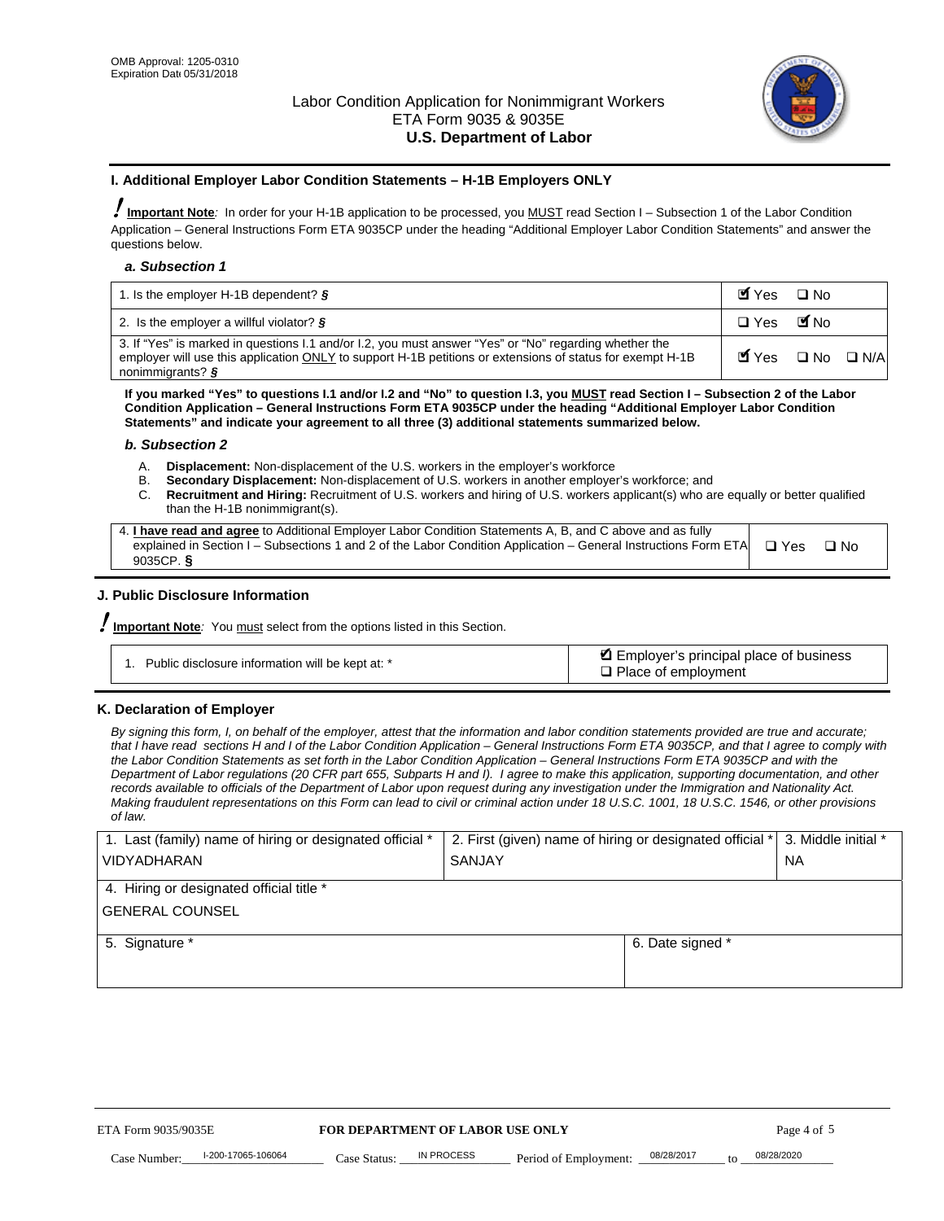OMB Approval: 1205-0310
Expiration Date 05/31/2018

Labor Condition Application for Nonimmigrant Workers
ETA Form 9035 & 9035E
**U.S. Department of Labor**

## I. Additional Employer Labor Condition Statements – H-1B Employers ONLY

**Important Note**: In order for your H-1B application to be processed, you MUST read Section I – Subsection 1 of the Labor Condition Application – General Instructions Form ETA 9035CP under the heading "Additional Employer Labor Condition Statements" and answer the questions below.

### *a. Subsection 1*

| | |
|---|---|
| 1. Is the employer H-1B dependent? § | ☑ Yes ☐ No |
| 2. Is the employer a willful violator? § | ☐ Yes ☑ No |
| 3. If "Yes" is marked in questions I.1 and/or I.2, you must answer "Yes" or "No" regarding whether the employer will use this application ONLY to support H-1B petitions or extensions of status for exempt H-1B nonimmigrants? § | ☑ Yes ☐ No ☐ N/A |

**If you marked "Yes" to questions I.1 and/or I.2 and "No" to question I.3, you MUST read Section I – Subsection 2 of the Labor Condition Application – General Instructions Form ETA 9035CP under the heading "Additional Employer Labor Condition Statements" and indicate your agreement to all three (3) additional statements summarized below.**

### *b. Subsection 2*

A. **Displacement:** Non-displacement of the U.S. workers in the employer's workforce
B. **Secondary Displacement:** Non-displacement of U.S. workers in another employer's workforce; and
C. **Recruitment and Hiring:** Recruitment of U.S. workers and hiring of U.S. workers applicant(s) who are equally or better qualified than the H-1B nonimmigrant(s).

| | |
|---|---|
| 4. **I have read and agree** to Additional Employer Labor Condition Statements A, B, and C above and as fully explained in Section I – Subsections 1 and 2 of the Labor Condition Application – General Instructions Form ETA 9035CP. § | ☐ Yes ☐ No |

## J. Public Disclosure Information

**Important Note**: You must select from the options listed in this Section.

| | |
|---|---|
| 1. Public disclosure information will be kept at: * | ☑ Employer's principal place of business<br>☐ Place of employment |

## K. Declaration of Employer

*By signing this form, I, on behalf of the employer, attest that the information and labor condition statements provided are true and accurate; that I have read sections H and I of the Labor Condition Application – General Instructions Form ETA 9035CP, and that I agree to comply with the Labor Condition Statements as set forth in the Labor Condition Application – General Instructions Form ETA 9035CP and with the Department of Labor regulations (20 CFR part 655, Subparts H and I). I agree to make this application, supporting documentation, and other records available to officials of the Department of Labor upon request during any investigation under the Immigration and Nationality Act. Making fraudulent representations on this Form can lead to civil or criminal action under 18 U.S.C. 1001, 18 U.S.C. 1546, or other provisions of law.*

| 1. Last (family) name of hiring or designated official * | 2. First (given) name of hiring or designated official * | 3. Middle initial * |
|---|---|---|
| VIDYADHARAN | SANJAY | NA |
| 4. Hiring or designated official title * | | |
| GENERAL COUNSEL | | |
| 5. Signature * | 6. Date signed * | |
| | | |

ETA Form 9035/9035E — **FOR DEPARTMENT OF LABOR USE ONLY**

Case Number: I-200-17065-106064 Case Status: IN PROCESS Period of Employment: 08/28/2017 to 08/28/2020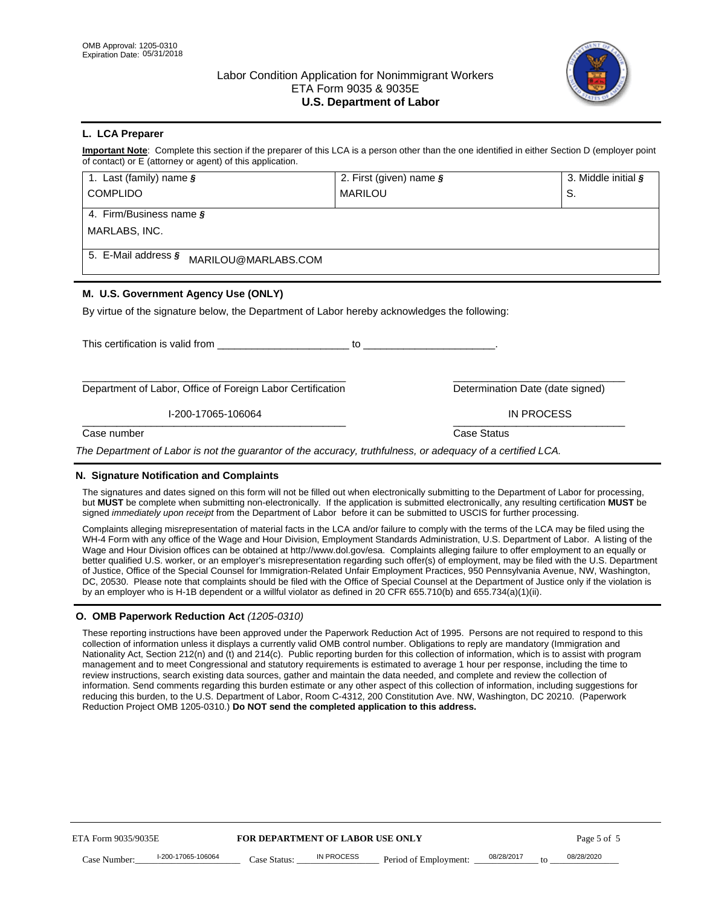OMB Approval: 1205-0310
Expiration Date: 05/31/2018

# Labor Condition Application for Nonimmigrant Workers
ETA Form 9035 & 9035E
**U.S. Department of Labor**

## L. LCA Preparer

**Important Note**: Complete this section if the preparer of this LCA is a person other than the one identified in either Section D (employer point of contact) or E (attorney or agent) of this application.

| 1. Last (family) name § | 2. First (given) name § | 3. Middle initial § |
|---|---|---|
| COMPLIDO | MARILOU | S. |
| 4. Firm/Business name § | | |
| MARLABS, INC. | | |
| 5. E-Mail address § MARILOU@MARLABS.COM | | |

## M. U.S. Government Agency Use (ONLY)

By virtue of the signature below, the Department of Labor hereby acknowledges the following:

This certification is valid from ______________________ to ______________________.

______________________________________________ ______________________________
Department of Labor, Office of Foreign Labor Certification — Determination Date (date signed)

I-200-17065-106064 — IN PROCESS
Case number — Case Status

*The Department of Labor is not the guarantor of the accuracy, truthfulness, or adequacy of a certified LCA.*

## N. Signature Notification and Complaints

The signatures and dates signed on this form will not be filled out when electronically submitting to the Department of Labor for processing, but **MUST** be complete when submitting non-electronically. If the application is submitted electronically, any resulting certification **MUST** be signed *immediately upon receipt* from the Department of Labor before it can be submitted to USCIS for further processing.

Complaints alleging misrepresentation of material facts in the LCA and/or failure to comply with the terms of the LCA may be filed using the WH-4 Form with any office of the Wage and Hour Division, Employment Standards Administration, U.S. Department of Labor. A listing of the Wage and Hour Division offices can be obtained at http://www.dol.gov/esa. Complaints alleging failure to offer employment to an equally or better qualified U.S. worker, or an employer's misrepresentation regarding such offer(s) of employment, may be filed with the U.S. Department of Justice, Office of the Special Counsel for Immigration-Related Unfair Employment Practices, 950 Pennsylvania Avenue, NW, Washington, DC, 20530. Please note that complaints should be filed with the Office of Special Counsel at the Department of Justice only if the violation is by an employer who is H-1B dependent or a willful violator as defined in 20 CFR 655.710(b) and 655.734(a)(1)(ii).

## O. OMB Paperwork Reduction Act *(1205-0310)*

These reporting instructions have been approved under the Paperwork Reduction Act of 1995. Persons are not required to respond to this collection of information unless it displays a currently valid OMB control number. Obligations to reply are mandatory (Immigration and Nationality Act, Section 212(n) and (t) and 214(c). Public reporting burden for this collection of information, which is to assist with program management and to meet Congressional and statutory requirements is estimated to average 1 hour per response, including the time to review instructions, search existing data sources, gather and maintain the data needed, and complete and review the collection of information. Send comments regarding this burden estimate or any other aspect of this collection of information, including suggestions for reducing this burden, to the U.S. Department of Labor, Room C-4312, 200 Constitution Ave. NW, Washington, DC 20210. (Paperwork Reduction Project OMB 1205-0310.) **Do NOT send the completed application to this address.**

ETA Form 9035/9035E — **FOR DEPARTMENT OF LABOR USE ONLY**

Case Number: I-200-17065-106064 Case Status: IN PROCESS Period of Employment: 08/28/2017 to 08/28/2020